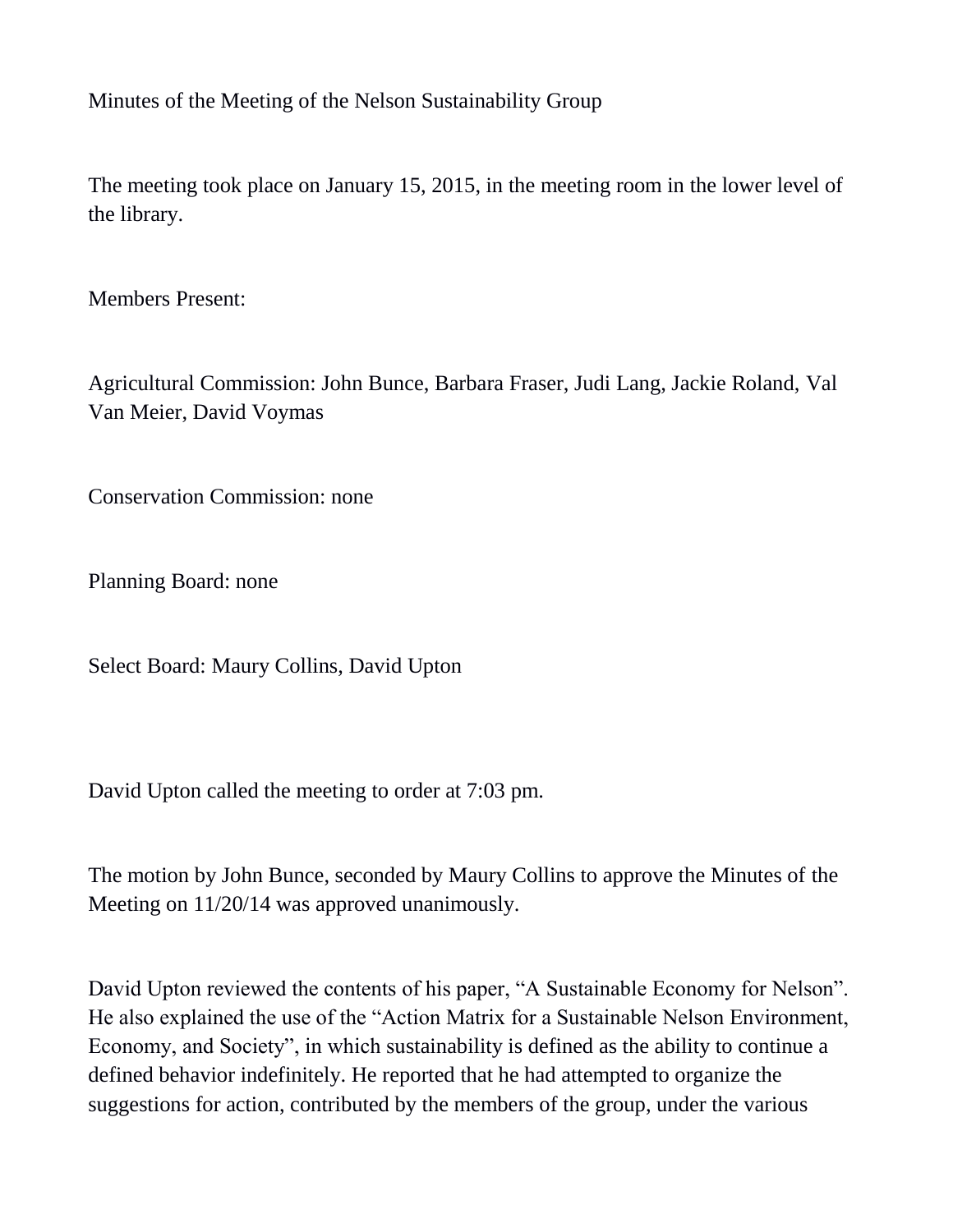# Minutes of the Meeting of the Nelson Sustainability Group

The meeting took place on January 15, 2015, in the meeting room in the lower level of the library.

Members Present:

Agricultural Commission: John Bunce, Barbara Fraser, Judi Lang, Jackie Roland, Val Van Meier, David Voymas

Conservation Commission: none

Planning Board: none

Select Board: Maury Collins, David Upton

David Upton called the meeting to order at 7:03 pm.

The motion by John Bunce, seconded by Maury Collins to approve the Minutes of the Meeting on 11/20/14 was approved unanimously.

David Upton reviewed the contents of his paper, "A Sustainable Economy for Nelson". He also explained the use of the "Action Matrix for a Sustainable Nelson Environment, Economy, and Society", in which sustainability is defined as the ability to continue a defined behavior indefinitely. He reported that he had attempted to organize the suggestions for action, contributed by the members of the group, under the various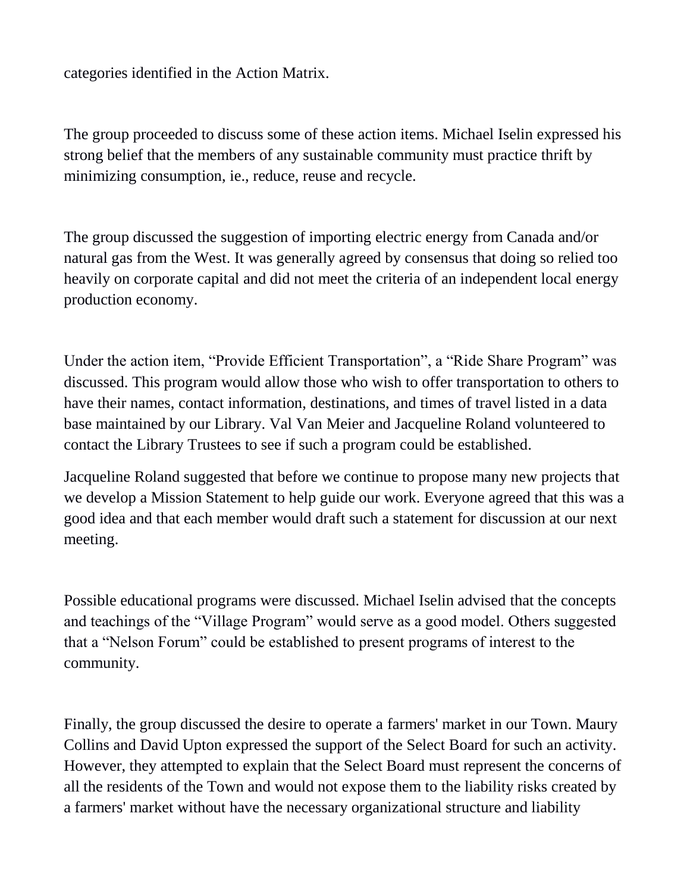categories identified in the Action Matrix.

The group proceeded to discuss some of these action items. Michael Iselin expressed his strong belief that the members of any sustainable community must practice thrift by minimizing consumption, ie., reduce, reuse and recycle.

The group discussed the suggestion of importing electric energy from Canada and/or natural gas from the West. It was generally agreed by consensus that doing so relied too heavily on corporate capital and did not meet the criteria of an independent local energy production economy.

Under the action item, "Provide Efficient Transportation", a "Ride Share Program" was discussed. This program would allow those who wish to offer transportation to others to have their names, contact information, destinations, and times of travel listed in a data base maintained by our Library. Val Van Meier and Jacqueline Roland volunteered to contact the Library Trustees to see if such a program could be established.

Jacqueline Roland suggested that before we continue to propose many new projects that we develop a Mission Statement to help guide our work. Everyone agreed that this was a good idea and that each member would draft such a statement for discussion at our next meeting.

Possible educational programs were discussed. Michael Iselin advised that the concepts and teachings of the "Village Program" would serve as a good model. Others suggested that a "Nelson Forum" could be established to present programs of interest to the community.

Finally, the group discussed the desire to operate a farmers' market in our Town. Maury Collins and David Upton expressed the support of the Select Board for such an activity. However, they attempted to explain that the Select Board must represent the concerns of all the residents of the Town and would not expose them to the liability risks created by a farmers' market without have the necessary organizational structure and liability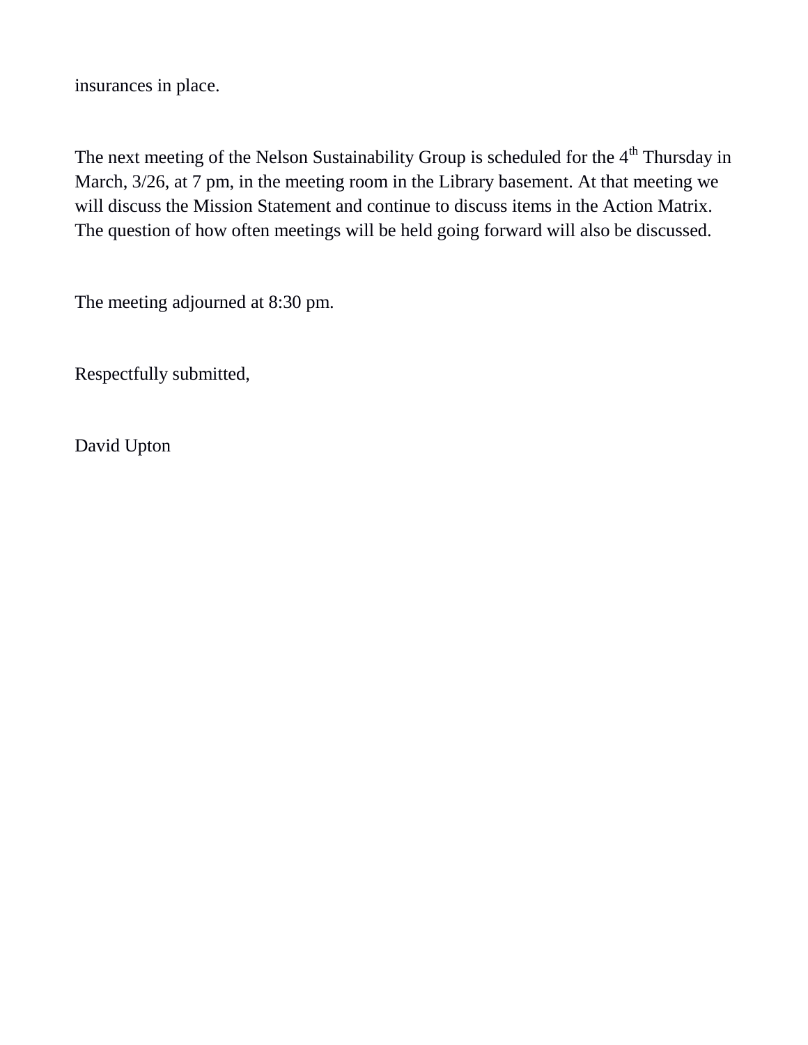insurances in place.

The next meeting of the Nelson Sustainability Group is scheduled for the 4th Thursday in March, 3/26, at 7 pm, in the meeting room in the Library basement. At that meeting we will discuss the Mission Statement and continue to discuss items in the Action Matrix. The question of how often meetings will be held going forward will also be discussed.

The meeting adjourned at 8:30 pm.

Respectfully submitted,

David Upton